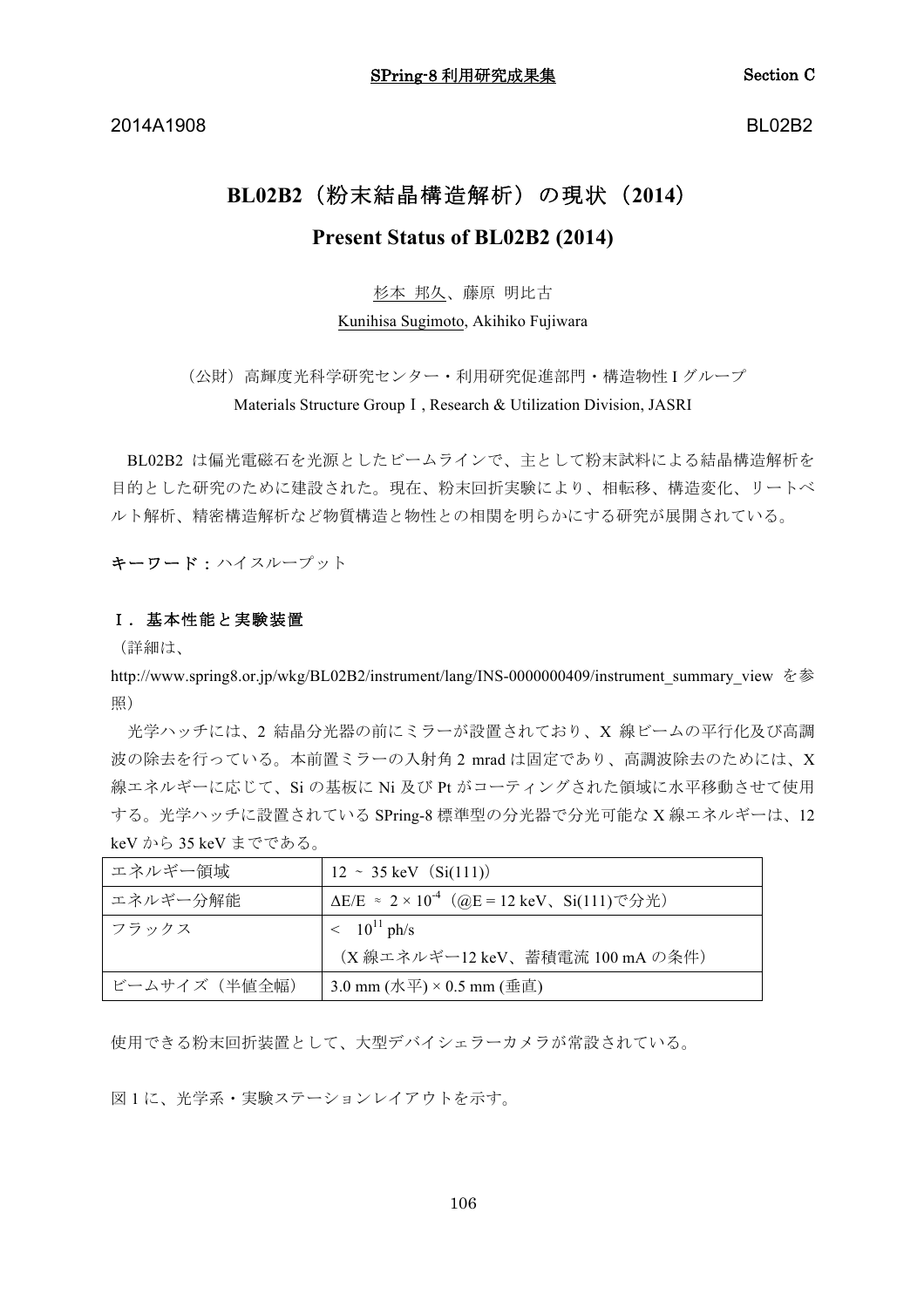2014A1908 BL02B2

# BL02B2（粉末結晶構造解析）の現状（2014）

## Present Status of BL02B2 (2014)

杉本 邦久、藤原 明比古

Kunihisa Sugimoto, Akihiko Fujiwara

（公財）高輝度光科学研究センター・利用研究促進部門・構造物性 I グループ

Materials Structure Group I, Research & Utilization Division, JASRI

BL02B2 は偏光電磁石を光源としたビームラインで、主として粉末試料による結晶構造解析を目的とした研究のために建設された。現在、粉末回折実験により、相転移、構造変化、リートベルト解析、精密構造解析など物質構造と物性との相関を明らかにする研究が展開されている。

**キーワード：**ハイスループット

### Ｉ．基本性能と実験装置

（詳細は、

http://www.spring8.or.jp/wkg/BL02B2/instrument/lang/INS-0000000409/instrument_summary_view を参照）

光学ハッチには、2 結晶分光器の前にミラーが設置されており、X 線ビームの平行化及び高調波の除去を行っている。本前置ミラーの入射角 2 mrad は固定であり、高調波除去のためには、X 線エネルギーに応じて、Si の基板に Ni 及び Pt がコーティングされた領域に水平移動させて使用する。光学ハッチに設置されている SPring-8 標準型の分光器で分光可能な X 線エネルギーは、12 keV から 35 keV までである。

| エネルギー領域 | 12 ~ 35 keV（Si(111)） |
|---|---|
| エネルギー分解能 | $\Delta E/E \approx 2 \times 10^{-4}$（@E = 12 keV、Si(111)で分光） |
| フラックス | $< 10^{11}$ ph/s<br>（X 線エネルギー12 keV、蓄積電流 100 mA の条件） |
| ビームサイズ（半値全幅） | 3.0 mm (水平) × 0.5 mm (垂直) |

使用できる粉末回折装置として、大型デバイシェラーカメラが常設されている。

図 1 に、光学系・実験ステーションレイアウトを示す。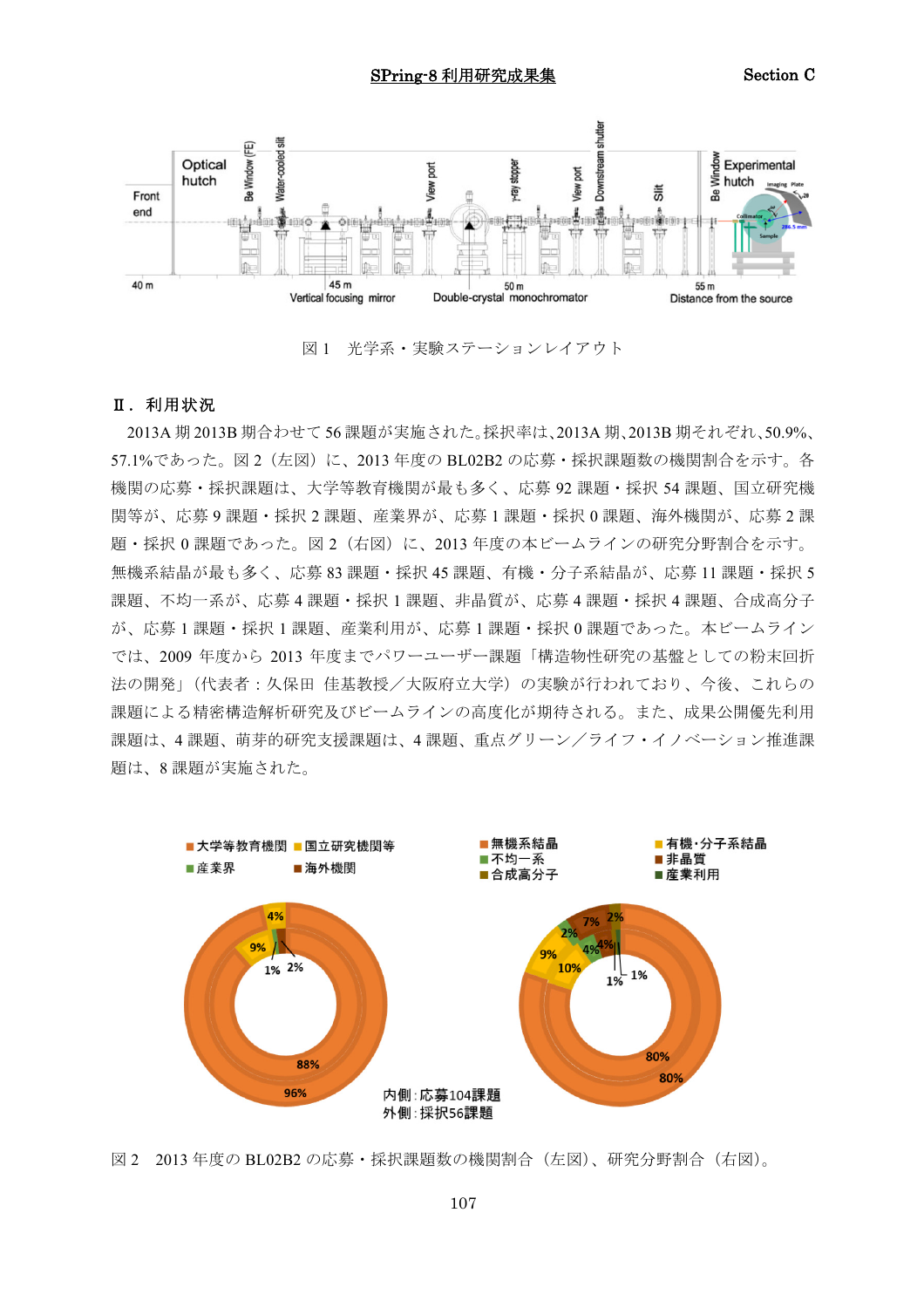図 1　光学系・実験ステーションレイアウト

## Ⅱ．利用状況

2013A 期 2013B 期合わせて 56 課題が実施された。採択率は、2013A 期、2013B 期それぞれ、50.9%、57.1%であった。図 2（左図）に、2013 年度の BL02B2 の応募・採択課題数の機関割合を示す。各機関の応募・採択課題は、大学等教育機関が最も多く、応募 92 課題・採択 54 課題、国立研究機関等が、応募 9 課題・採択 2 課題、産業界が、応募 1 課題・採択 0 課題、海外機関が、応募 2 課題・採択 0 課題であった。図 2（右図）に、2013 年度の本ビームラインの研究分野割合を示す。無機系結晶が最も多く、応募 83 課題・採択 45 課題、有機・分子系結晶が、応募 11 課題・採択 5 課題、不均一系が、応募 4 課題・採択 1 課題、非晶質が、応募 4 課題・採択 4 課題、合成高分子が、応募 1 課題・採択 1 課題、産業利用が、応募 1 課題・採択 0 課題であった。本ビームラインでは、2009 年度から 2013 年度までパワーユーザー課題「構造物性研究の基盤としての粉末回折法の開発」（代表者：久保田 佳基教授／大阪府立大学）の実験が行われており、今後、これらの課題による精密構造解析研究及びビームラインの高度化が期待される。また、成果公開優先利用課題は、4 課題、萌芽的研究支援課題は、4 課題、重点グリーン／ライフ・イノベーション推進課題は、8 課題が実施された。

図 2　2013 年度の BL02B2 の応募・採択課題数の機関割合（左図）、研究分野割合（右図）。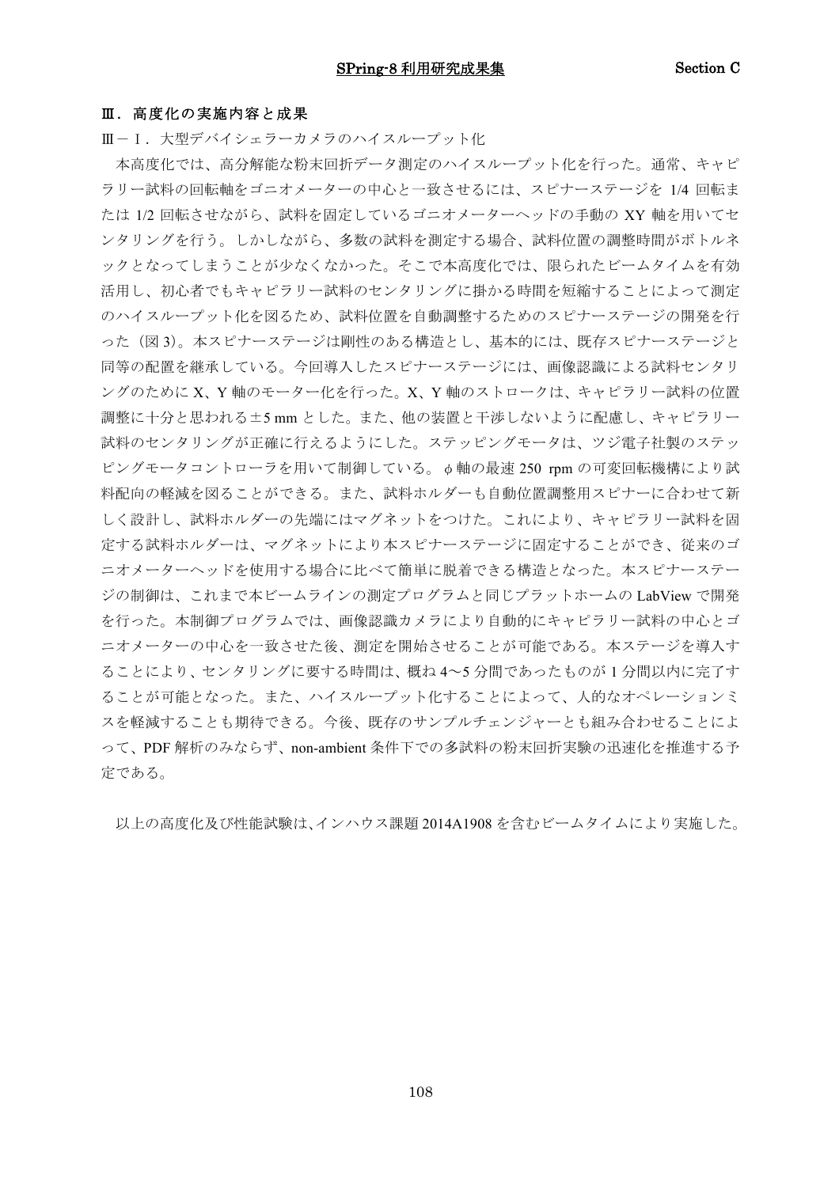## Ⅲ．高度化の実施内容と成果

### Ⅲ－Ⅰ．大型デバイシェラーカメラのハイスループット化

本高度化では、高分解能な粉末回折データ測定のハイスループット化を行った。通常、キャピラリー試料の回転軸をゴニオメーターの中心と一致させるには、スピナーステージを 1/4 回転または 1/2 回転させながら、試料を固定しているゴニオメーターヘッドの手動の XY 軸を用いてセンタリングを行う。しかしながら、多数の試料を測定する場合、試料位置の調整時間がボトルネックとなってしまうことが少なくなかった。そこで本高度化では、限られたビームタイムを有効活用し、初心者でもキャピラリー試料のセンタリングに掛かる時間を短縮することによって測定のハイスループット化を図るため、試料位置を自動調整するためのスピナーステージの開発を行った（図 3）。本スピナーステージは剛性のある構造とし、基本的には、既存スピナーステージと同等の配置を継承している。今回導入したスピナーステージには、画像認識による試料センタリングのために X、Y 軸のモーター化を行った。X、Y 軸のストロークは、キャピラリー試料の位置調整に十分と思われる±5 mm とした。また、他の装置と干渉しないように配慮し、キャピラリー試料のセンタリングが正確に行えるようにした。ステッピングモータは、ツジ電子社製のステッピングモータコントローラを用いて制御している。φ 軸の最速 250 rpm の可変回転機構により試料配向の軽減を図ることができる。また、試料ホルダーも自動位置調整用スピナーに合わせて新しく設計し、試料ホルダーの先端にはマグネットをつけた。これにより、キャピラリー試料を固定する試料ホルダーは、マグネットにより本スピナーステージに固定することができ、従来のゴニオメーターヘッドを使用する場合に比べて簡単に脱着できる構造となった。本スピナーステージの制御は、これまで本ビームラインの測定プログラムと同じプラットホームの LabView で開発を行った。本制御プログラムでは、画像認識カメラにより自動的にキャピラリー試料の中心とゴニオメーターの中心を一致させた後、測定を開始させることが可能である。本ステージを導入することにより、センタリングに要する時間は、概ね 4～5 分間であったものが 1 分間以内に完了することが可能となった。また、ハイスループット化することによって、人的なオペレーションミスを軽減することも期待できる。今後、既存のサンプルチェンジャーとも組み合わせることによって、PDF 解析のみならず、non-ambient 条件下での多試料の粉末回折実験の迅速化を推進する予定である。

以上の高度化及び性能試験は、インハウス課題 2014A1908 を含むビームタイムにより実施した。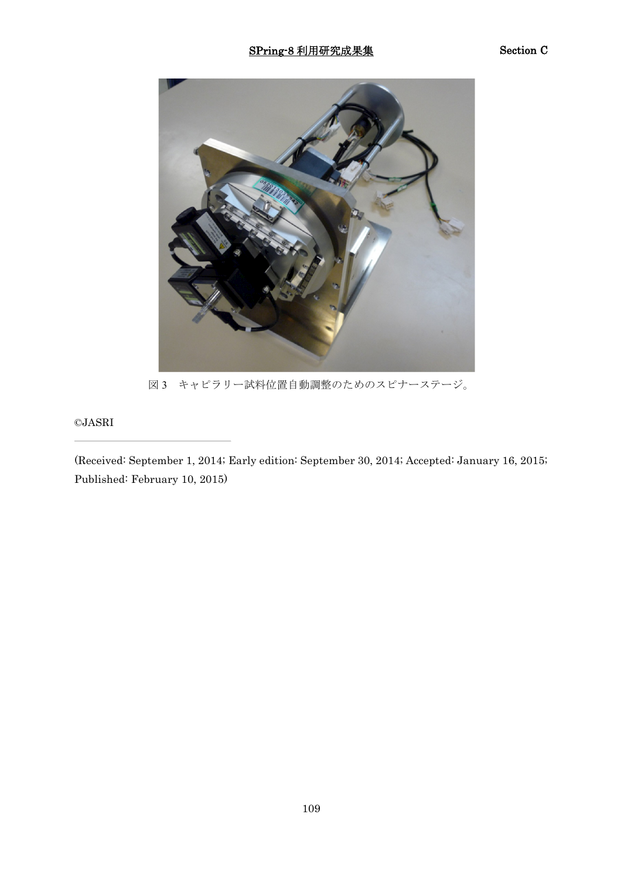図 3　キャピラリー試料位置自動調整のためのスピナーステージ。

©JASRI

(Received: September 1, 2014; Early edition: September 30, 2014; Accepted: January 16, 2015; Published: February 10, 2015)